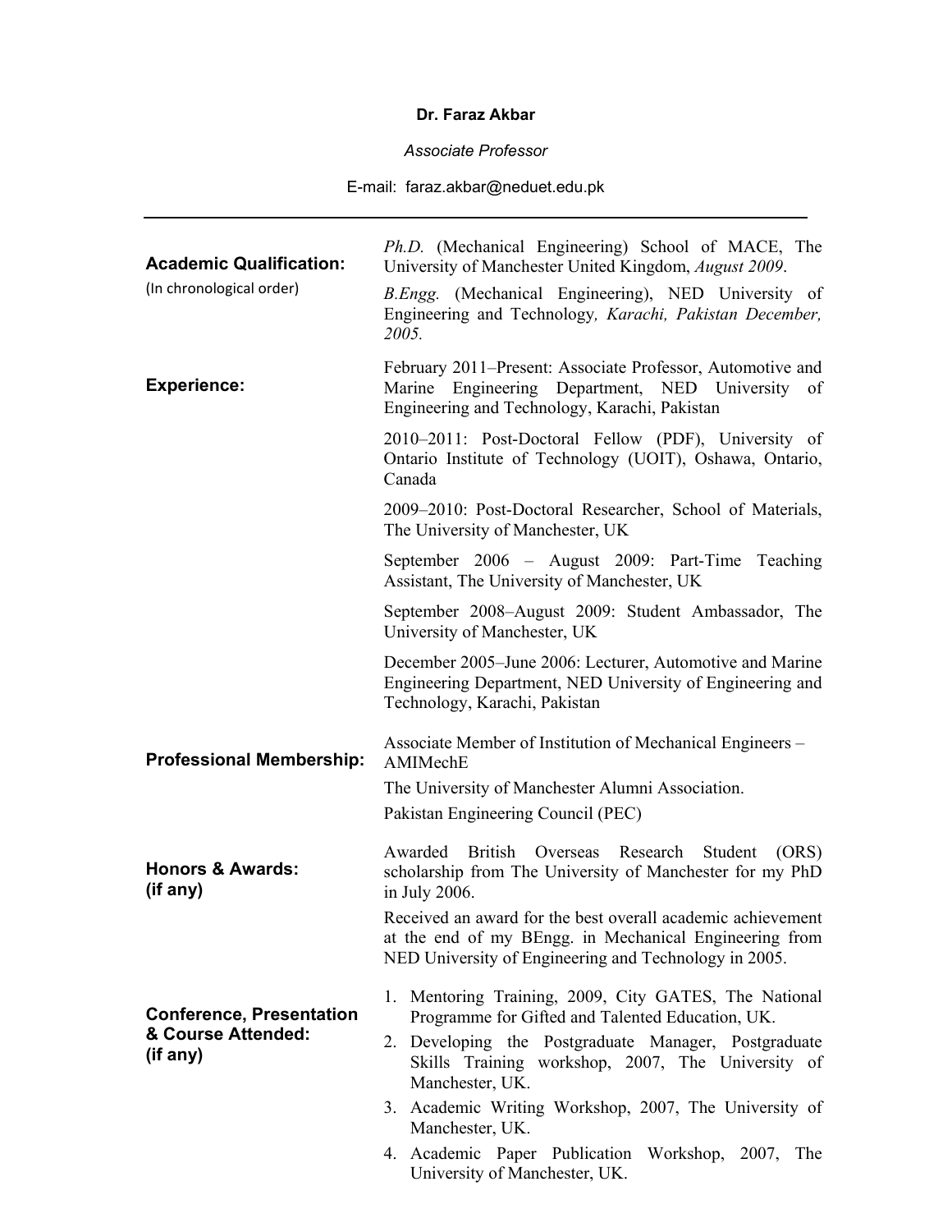**Dr. Faraz Akbar**

*Associate Professor*

E-mail: faraz.akbar@neduet.edu.pk

---

## Academic Qualification:

(In chronological order)

*Ph.D.* (Mechanical Engineering) School of MACE, The University of Manchester United Kingdom, *August 2009*.

*B.Engg.* (Mechanical Engineering), NED University of Engineering and Technology*, Karachi, Pakistan December, 2005.*

## Experience:

February 2011–Present: Associate Professor, Automotive and Marine Engineering Department, NED University of Engineering and Technology, Karachi, Pakistan

2010–2011: Post-Doctoral Fellow (PDF), University of Ontario Institute of Technology (UOIT), Oshawa, Ontario, Canada

2009–2010: Post-Doctoral Researcher, School of Materials, The University of Manchester, UK

September 2006 – August 2009: Part-Time Teaching Assistant, The University of Manchester, UK

September 2008–August 2009: Student Ambassador, The University of Manchester, UK

December 2005–June 2006: Lecturer, Automotive and Marine Engineering Department, NED University of Engineering and Technology, Karachi, Pakistan

## Professional Membership:

Associate Member of Institution of Mechanical Engineers – AMIMechE

The University of Manchester Alumni Association.

Pakistan Engineering Council (PEC)

## Honors & Awards: (if any)

Awarded British Overseas Research Student (ORS) scholarship from The University of Manchester for my PhD in July 2006.

Received an award for the best overall academic achievement at the end of my BEngg. in Mechanical Engineering from NED University of Engineering and Technology in 2005.

## Conference, Presentation & Course Attended: (if any)

1. Mentoring Training, 2009, City GATES, The National Programme for Gifted and Talented Education, UK.
2. Developing the Postgraduate Manager, Postgraduate Skills Training workshop, 2007, The University of Manchester, UK.
3. Academic Writing Workshop, 2007, The University of Manchester, UK.
4. Academic Paper Publication Workshop, 2007, The University of Manchester, UK.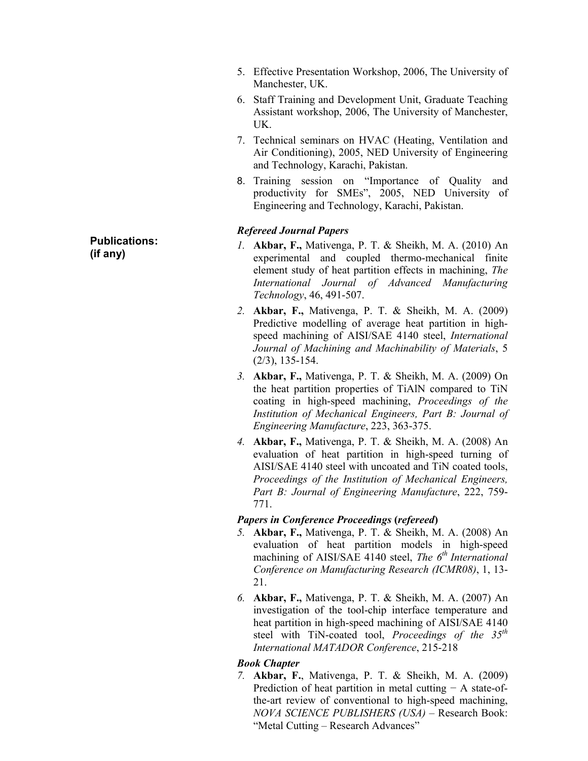5. Effective Presentation Workshop, 2006, The University of Manchester, UK.
6. Staff Training and Development Unit, Graduate Teaching Assistant workshop, 2006, The University of Manchester, UK.
7. Technical seminars on HVAC (Heating, Ventilation and Air Conditioning), 2005, NED University of Engineering and Technology, Karachi, Pakistan.
8. Training session on "Importance of Quality and productivity for SMEs", 2005, NED University of Engineering and Technology, Karachi, Pakistan.

**Publications: (if any)**

***Refereed Journal Papers***

1. **Akbar, F.,** Mativenga, P. T. & Sheikh, M. A. (2010) An experimental and coupled thermo-mechanical finite element study of heat partition effects in machining, *The International Journal of Advanced Manufacturing Technology*, 46, 491-507.
2. **Akbar, F.,** Mativenga, P. T. & Sheikh, M. A. (2009) Predictive modelling of average heat partition in high-speed machining of AISI/SAE 4140 steel, *International Journal of Machining and Machinability of Materials*, 5 (2/3), 135-154.
3. **Akbar, F.,** Mativenga, P. T. & Sheikh, M. A. (2009) On the heat partition properties of TiAlN compared to TiN coating in high-speed machining, *Proceedings of the Institution of Mechanical Engineers, Part B: Journal of Engineering Manufacture*, 223, 363-375.
4. **Akbar, F.,** Mativenga, P. T. & Sheikh, M. A. (2008) An evaluation of heat partition in high-speed turning of AISI/SAE 4140 steel with uncoated and TiN coated tools, *Proceedings of the Institution of Mechanical Engineers, Part B: Journal of Engineering Manufacture*, 222, 759-771.

***Papers in Conference Proceedings* (*refereed*)**

5. **Akbar, F.,** Mativenga, P. T. & Sheikh, M. A. (2008) An evaluation of heat partition models in high-speed machining of AISI/SAE 4140 steel, *The 6th International Conference on Manufacturing Research (ICMR08)*, 1, 13-21.
6. **Akbar, F.,** Mativenga, P. T. & Sheikh, M. A. (2007) An investigation of the tool-chip interface temperature and heat partition in high-speed machining of AISI/SAE 4140 steel with TiN-coated tool, *Proceedings of the 35th International MATADOR Conference*, 215-218

***Book Chapter***

7. **Akbar, F.**, Mativenga, P. T. & Sheikh, M. A. (2009) Prediction of heat partition in metal cutting − A state-of-the-art review of conventional to high-speed machining, *NOVA SCIENCE PUBLISHERS (USA)* – Research Book: "Metal Cutting – Research Advances"